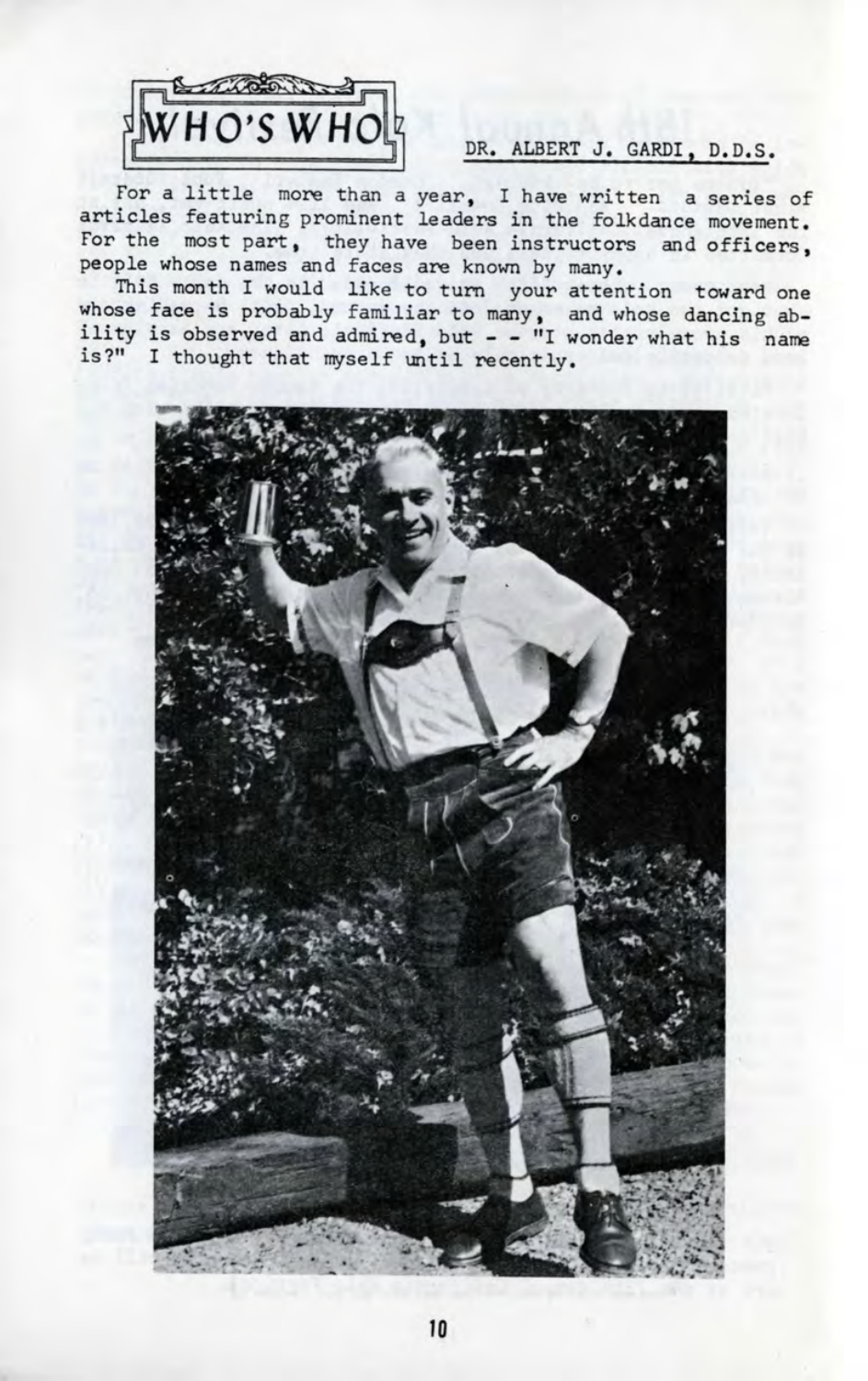# WHO'S WHO

DR. ALBERT J. GARDI, D.D.S.

For a little more than a year, I have written a series of articles featuring prominent leaders in the folkdance movement. For the most part, they have been instructors and officers, people whose names and faces are known by many.

This month I would like to turn your attention toward one whose face is probably familiar to many, and whose dancing ability is observed and admired, but - - "I wonder what his name is?" I thought that myself until recently.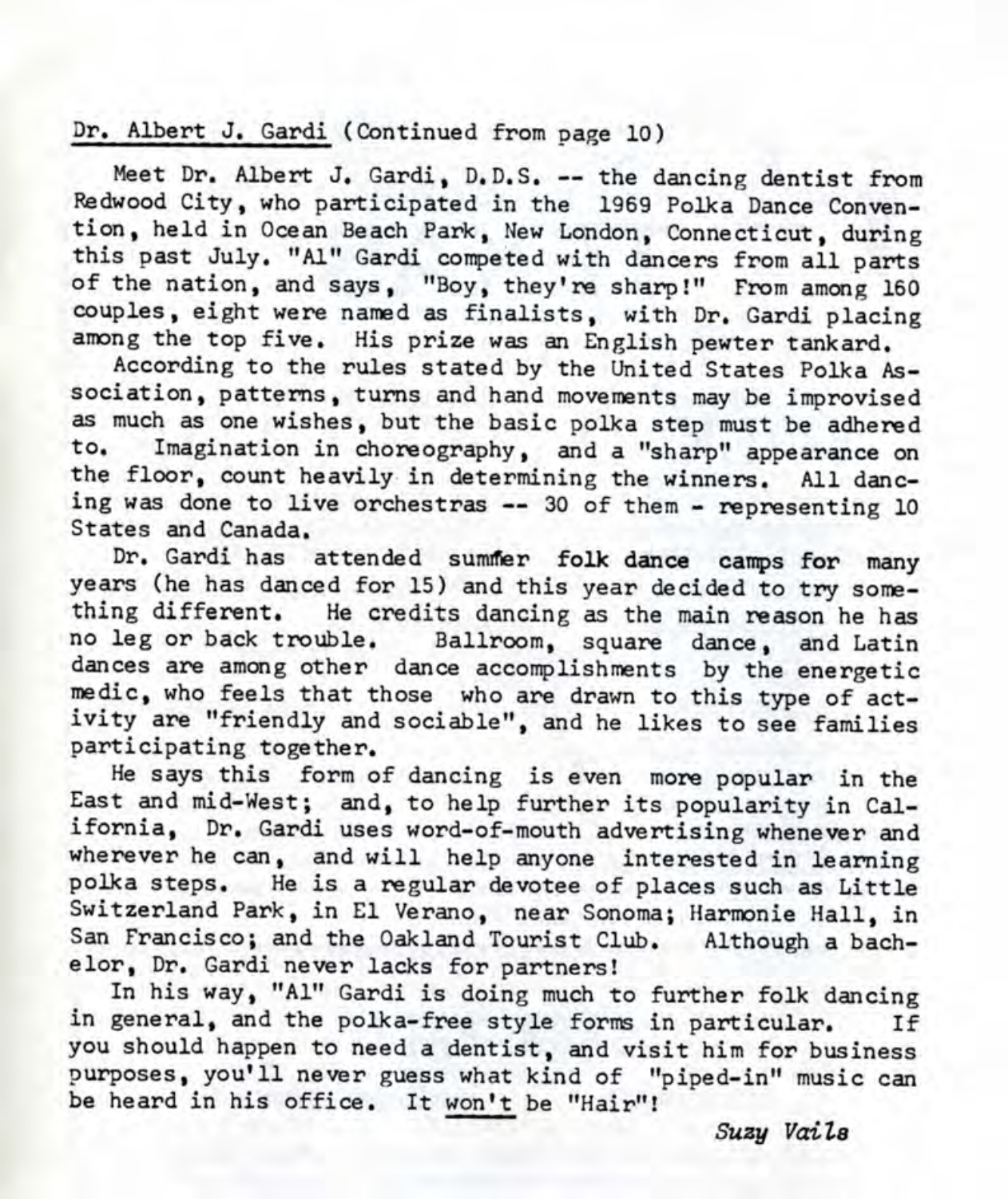Dr. Albert J. Gardi (Continued from page 10)

Meet Dr. Albert J. Gardi, D.D.S. -- the dancing dentist from Redwood City, who participated in the 1969 Polka Dance Convention, held in Ocean Beach Park, New London, Connecticut, during this past July. "Al" Gardi competed with dancers from all parts of the nation, and says, "Boy, they're sharp!" From among 160 couples, eight were named as finalists, with Dr. Gardi placing among the top five. His prize was an English pewter tankard.

According to the rules stated by the United States Polka Association, patterns, turns and hand movements may be improvised as much as one wishes, but the basic polka step must be adhered to. Imagination in choreography, and a "sharp" appearance on the floor, count heavily in determining the winners. All dancing was done to live orchestras -- 30 of them - representing 10 States and Canada.

Dr. Gardi has attended summer folk dance camps for many years (he has danced for 15) and this year decided to try something different. He credits dancing as the main reason he has no leg or back trouble. Ballroom, square dance, and Latin dances are among other dance accomplishments by the energetic medic, who feels that those who are drawn to this type of activity are "friendly and sociable", and he likes to see families participating together.

He says this form of dancing is even more popular in the East and mid-West; and, to help further its popularity in California, Dr. Gardi uses word-of-mouth advertising whenever and wherever he can, and will help anyone interested in learning polka steps. He is a regular devotee of places such as Little Switzerland Park, in El Verano, near Sonoma; Harmonie Hall, in San Francisco; and the Oakland Tourist Club. Although a bachelor, Dr. Gardi never lacks for partners!

In his way, "Al" Gardi is doing much to further folk dancing in general, and the polka-free style forms in particular. If you should happen to need a dentist, and visit him for business purposes, you'll never guess what kind of "piped-in" music can be heard in his office. It won't be "Hair"!

*Suzy Vails*